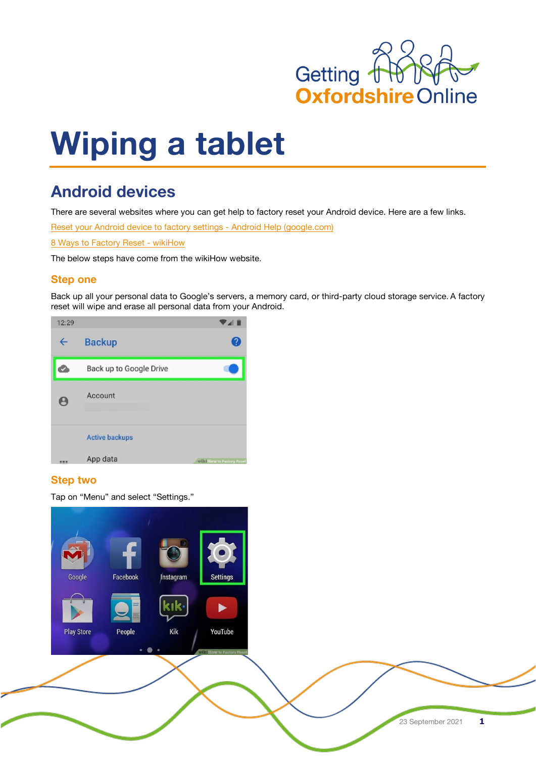# Wiping a tablet

## Android devices

There are several websites where you can get help to factory reset your Android device. Here are a few links.

Reset your Android device to factory settings - Android Help (google.com)

8 Ways to Factory Reset - wikiHow

The below steps have come from the wikiHow website.

### Step one

Back up all your personal data to Google's servers, a memory card, or third-party cloud storage service. A factory reset will wipe and erase all personal data from your Android.

### Step two

Tap on "Menu" and select "Settings."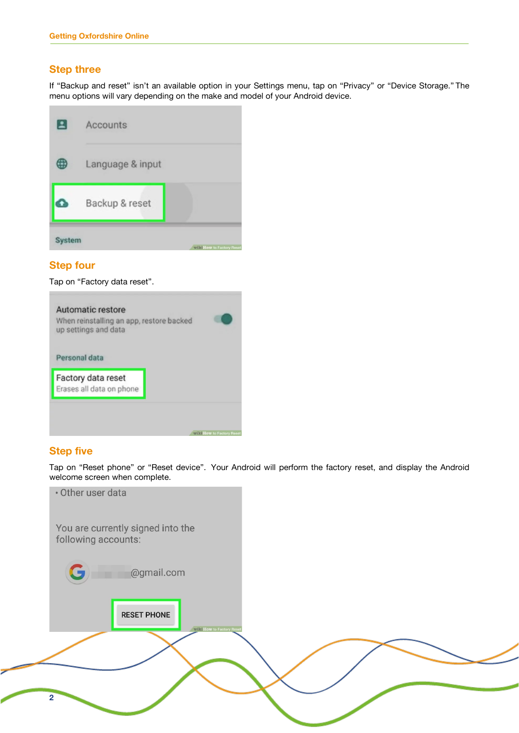## Step three

If “Backup and reset” isn’t an available option in your Settings menu, tap on “Privacy” or “Device Storage.” The menu options will vary depending on the make and model of your Android device.

## Step four

Tap on “Factory data reset”.

## Step five

Tap on “Reset phone” or “Reset device”. Your Android will perform the factory reset, and display the Android welcome screen when complete.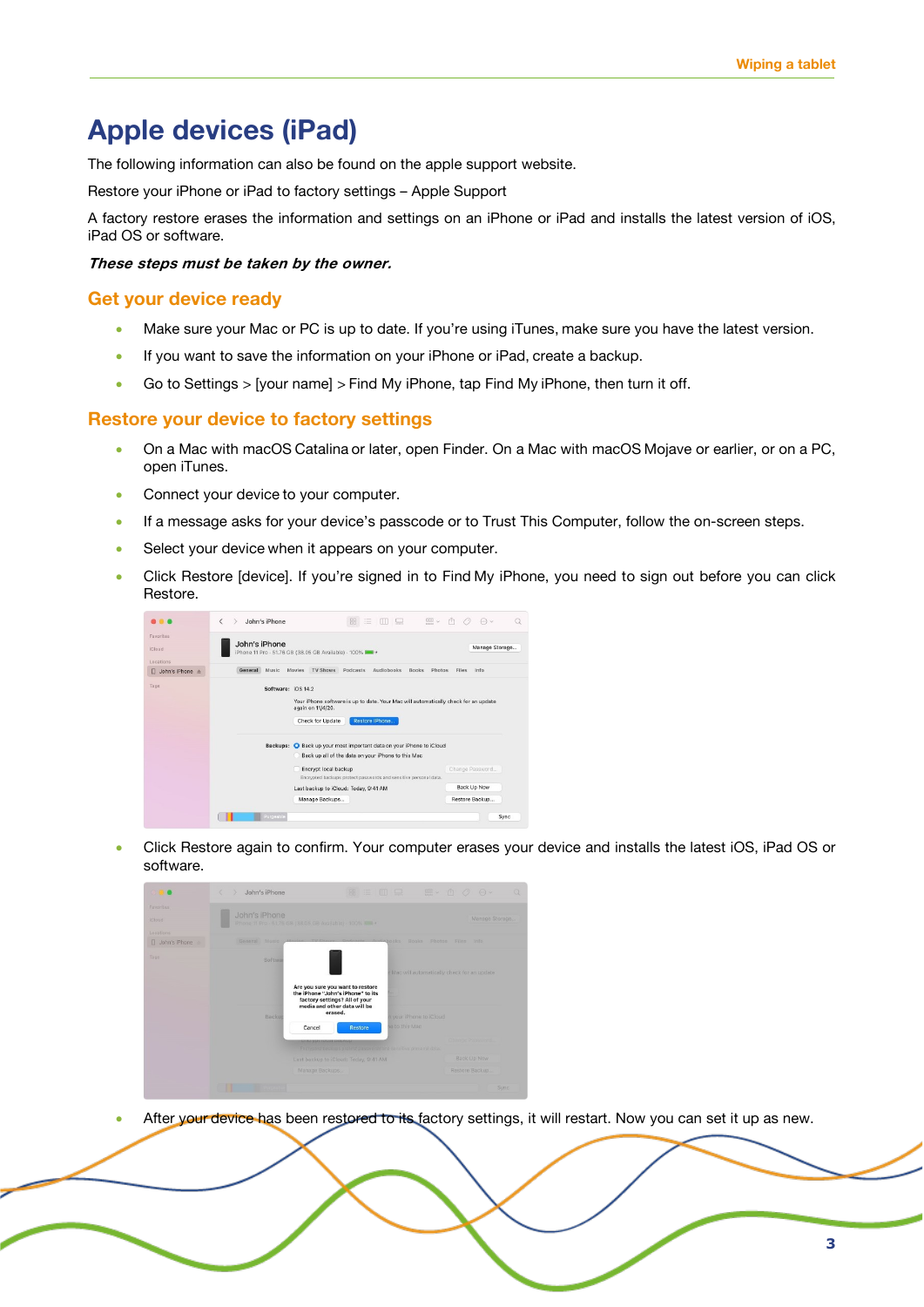# Apple devices (iPad)

The following information can also be found on the apple support website.

Restore your iPhone or iPad to factory settings – Apple Support

A factory restore erases the information and settings on an iPhone or iPad and installs the latest version of iOS, iPad OS or software.

***These steps must be taken by the owner.***

## Get your device ready

- Make sure your Mac or PC is up to date. If you're using iTunes, make sure you have the latest version.
- If you want to save the information on your iPhone or iPad, create a backup.
- Go to Settings > [your name] > Find My iPhone, tap Find My iPhone, then turn it off.

## Restore your device to factory settings

- On a Mac with macOS Catalina or later, open Finder. On a Mac with macOS Mojave or earlier, or on a PC, open iTunes.
- Connect your device to your computer.
- If a message asks for your device's passcode or to Trust This Computer, follow the on-screen steps.
- Select your device when it appears on your computer.
- Click Restore [device]. If you're signed in to Find My iPhone, you need to sign out before you can click Restore.
- Click Restore again to confirm. Your computer erases your device and installs the latest iOS, iPad OS or software.
- After your device has been restored to its factory settings, it will restart. Now you can set it up as new.